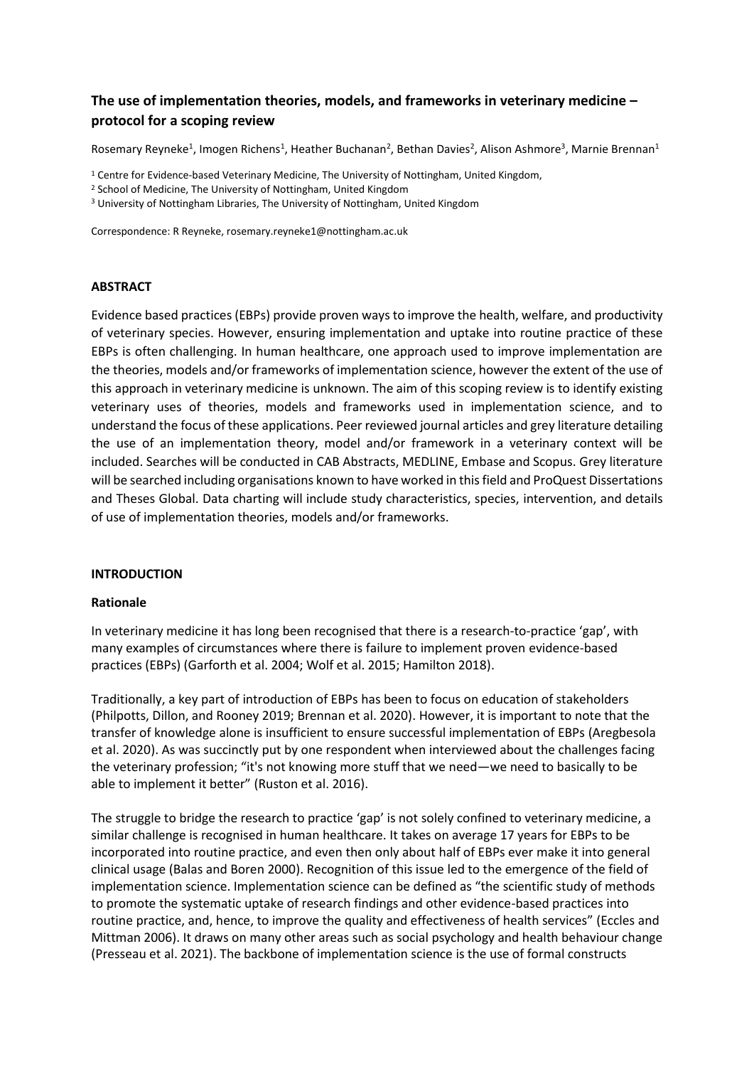# The use of implementation theories, models, and frameworks in veterinary medicine – protocol for a scoping review

Rosemary Reyneke[1], Imogen Richens[1], Heather Buchanan[2], Bethan Davies[2], Alison Ashmore[3], Marnie Brennan[1]

[1] Centre for Evidence-based Veterinary Medicine, The University of Nottingham, United Kingdom,

[2] School of Medicine, The University of Nottingham, United Kingdom

[3] University of Nottingham Libraries, The University of Nottingham, United Kingdom

Correspondence: R Reyneke, rosemary.reyneke1@nottingham.ac.uk

## ABSTRACT

Evidence based practices (EBPs) provide proven ways to improve the health, welfare, and productivity of veterinary species. However, ensuring implementation and uptake into routine practice of these EBPs is often challenging. In human healthcare, one approach used to improve implementation are the theories, models and/or frameworks of implementation science, however the extent of the use of this approach in veterinary medicine is unknown. The aim of this scoping review is to identify existing veterinary uses of theories, models and frameworks used in implementation science, and to understand the focus of these applications. Peer reviewed journal articles and grey literature detailing the use of an implementation theory, model and/or framework in a veterinary context will be included. Searches will be conducted in CAB Abstracts, MEDLINE, Embase and Scopus. Grey literature will be searched including organisations known to have worked in this field and ProQuest Dissertations and Theses Global. Data charting will include study characteristics, species, intervention, and details of use of implementation theories, models and/or frameworks.

## INTRODUCTION

### Rationale

In veterinary medicine it has long been recognised that there is a research-to-practice 'gap', with many examples of circumstances where there is failure to implement proven evidence-based practices (EBPs) (Garforth et al. 2004; Wolf et al. 2015; Hamilton 2018).

Traditionally, a key part of introduction of EBPs has been to focus on education of stakeholders (Philpotts, Dillon, and Rooney 2019; Brennan et al. 2020). However, it is important to note that the transfer of knowledge alone is insufficient to ensure successful implementation of EBPs (Aregbesola et al. 2020). As was succinctly put by one respondent when interviewed about the challenges facing the veterinary profession; "it's not knowing more stuff that we need—we need to basically to be able to implement it better" (Ruston et al. 2016).

The struggle to bridge the research to practice 'gap' is not solely confined to veterinary medicine, a similar challenge is recognised in human healthcare. It takes on average 17 years for EBPs to be incorporated into routine practice, and even then only about half of EBPs ever make it into general clinical usage (Balas and Boren 2000). Recognition of this issue led to the emergence of the field of implementation science. Implementation science can be defined as "the scientific study of methods to promote the systematic uptake of research findings and other evidence-based practices into routine practice, and, hence, to improve the quality and effectiveness of health services" (Eccles and Mittman 2006). It draws on many other areas such as social psychology and health behaviour change (Presseau et al. 2021). The backbone of implementation science is the use of formal constructs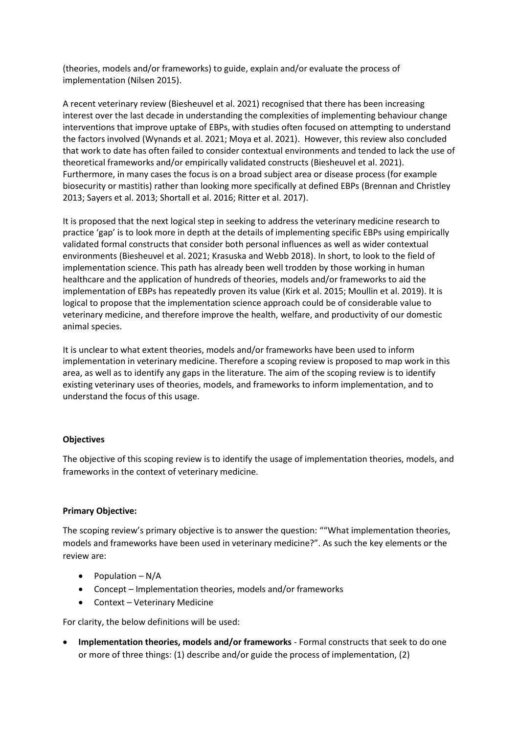(theories, models and/or frameworks) to guide, explain and/or evaluate the process of implementation (Nilsen 2015).

A recent veterinary review (Biesheuvel et al. 2021) recognised that there has been increasing interest over the last decade in understanding the complexities of implementing behaviour change interventions that improve uptake of EBPs, with studies often focused on attempting to understand the factors involved (Wynands et al. 2021; Moya et al. 2021). However, this review also concluded that work to date has often failed to consider contextual environments and tended to lack the use of theoretical frameworks and/or empirically validated constructs (Biesheuvel et al. 2021). Furthermore, in many cases the focus is on a broad subject area or disease process (for example biosecurity or mastitis) rather than looking more specifically at defined EBPs (Brennan and Christley 2013; Sayers et al. 2013; Shortall et al. 2016; Ritter et al. 2017).

It is proposed that the next logical step in seeking to address the veterinary medicine research to practice 'gap' is to look more in depth at the details of implementing specific EBPs using empirically validated formal constructs that consider both personal influences as well as wider contextual environments (Biesheuvel et al. 2021; Krasuska and Webb 2018). In short, to look to the field of implementation science. This path has already been well trodden by those working in human healthcare and the application of hundreds of theories, models and/or frameworks to aid the implementation of EBPs has repeatedly proven its value (Kirk et al. 2015; Moullin et al. 2019). It is logical to propose that the implementation science approach could be of considerable value to veterinary medicine, and therefore improve the health, welfare, and productivity of our domestic animal species.

It is unclear to what extent theories, models and/or frameworks have been used to inform implementation in veterinary medicine. Therefore a scoping review is proposed to map work in this area, as well as to identify any gaps in the literature. The aim of the scoping review is to identify existing veterinary uses of theories, models, and frameworks to inform implementation, and to understand the focus of this usage.

**Objectives**

The objective of this scoping review is to identify the usage of implementation theories, models, and frameworks in the context of veterinary medicine.

**Primary Objective:**

The scoping review's primary objective is to answer the question: ""What implementation theories, models and frameworks have been used in veterinary medicine?". As such the key elements or the review are:

- Population – N/A
- Concept – Implementation theories, models and/or frameworks
- Context – Veterinary Medicine

For clarity, the below definitions will be used:

- **Implementation theories, models and/or frameworks** - Formal constructs that seek to do one or more of three things: (1) describe and/or guide the process of implementation, (2)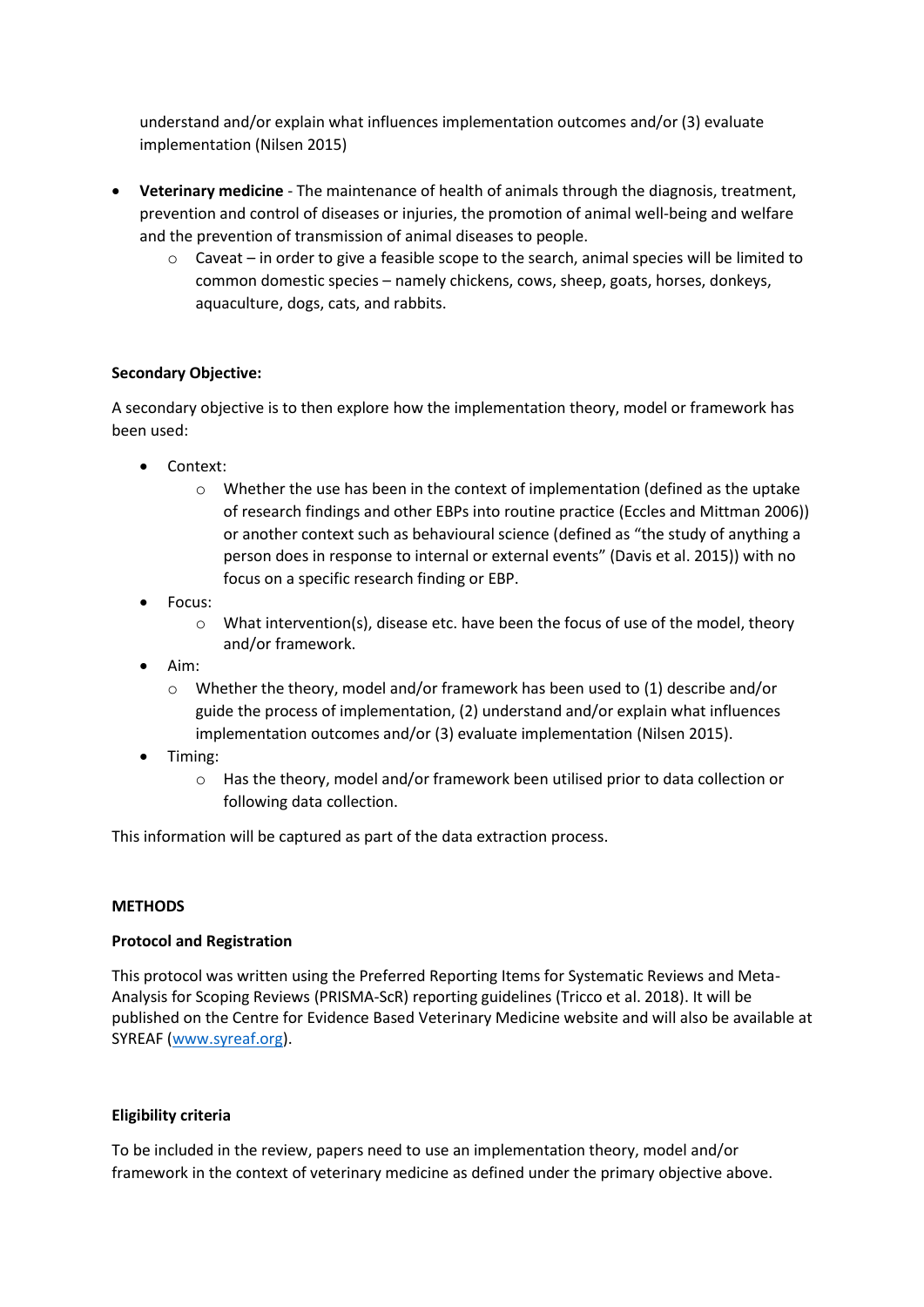understand and/or explain what influences implementation outcomes and/or (3) evaluate implementation (Nilsen 2015)

- **Veterinary medicine** - The maintenance of health of animals through the diagnosis, treatment, prevention and control of diseases or injuries, the promotion of animal well-being and welfare and the prevention of transmission of animal diseases to people.
    - Caveat – in order to give a feasible scope to the search, animal species will be limited to common domestic species – namely chickens, cows, sheep, goats, horses, donkeys, aquaculture, dogs, cats, and rabbits.

**Secondary Objective:**

A secondary objective is to then explore how the implementation theory, model or framework has been used:

- Context:
    - Whether the use has been in the context of implementation (defined as the uptake of research findings and other EBPs into routine practice (Eccles and Mittman 2006)) or another context such as behavioural science (defined as "the study of anything a person does in response to internal or external events" (Davis et al. 2015)) with no focus on a specific research finding or EBP.
- Focus:
    - What intervention(s), disease etc. have been the focus of use of the model, theory and/or framework.
- Aim:
    - Whether the theory, model and/or framework has been used to (1) describe and/or guide the process of implementation, (2) understand and/or explain what influences implementation outcomes and/or (3) evaluate implementation (Nilsen 2015).
- Timing:
    - Has the theory, model and/or framework been utilised prior to data collection or following data collection.

This information will be captured as part of the data extraction process.

## METHODS

### Protocol and Registration

This protocol was written using the Preferred Reporting Items for Systematic Reviews and Meta-Analysis for Scoping Reviews (PRISMA-ScR) reporting guidelines (Tricco et al. 2018). It will be published on the Centre for Evidence Based Veterinary Medicine website and will also be available at SYREAF (www.syreaf.org).

### Eligibility criteria

To be included in the review, papers need to use an implementation theory, model and/or framework in the context of veterinary medicine as defined under the primary objective above.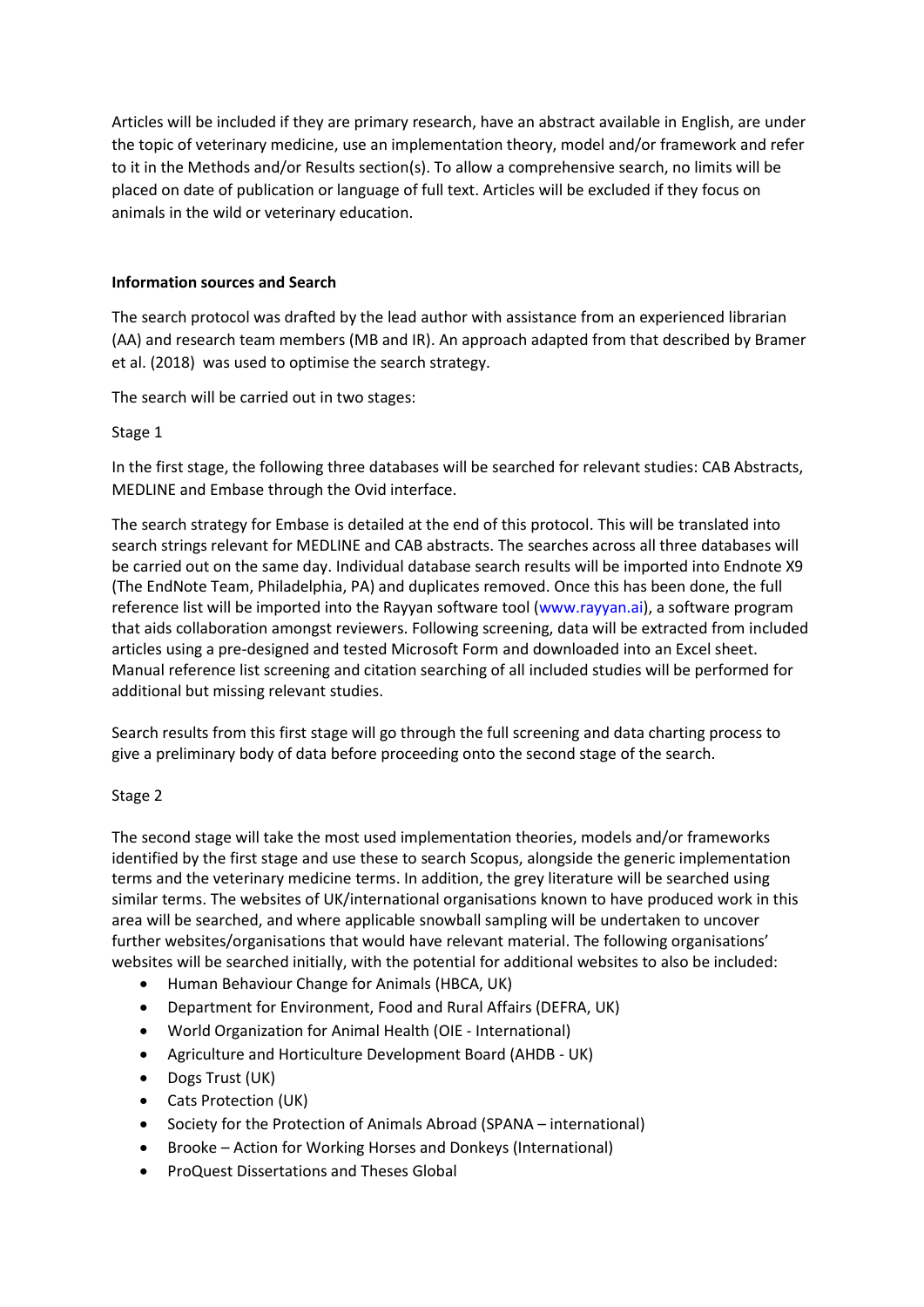Articles will be included if they are primary research, have an abstract available in English, are under the topic of veterinary medicine, use an implementation theory, model and/or framework and refer to it in the Methods and/or Results section(s). To allow a comprehensive search, no limits will be placed on date of publication or language of full text. Articles will be excluded if they focus on animals in the wild or veterinary education.

**Information sources and Search**

The search protocol was drafted by the lead author with assistance from an experienced librarian (AA) and research team members (MB and IR). An approach adapted from that described by Bramer et al. (2018) was used to optimise the search strategy.

The search will be carried out in two stages:

Stage 1

In the first stage, the following three databases will be searched for relevant studies: CAB Abstracts, MEDLINE and Embase through the Ovid interface.

The search strategy for Embase is detailed at the end of this protocol. This will be translated into search strings relevant for MEDLINE and CAB abstracts. The searches across all three databases will be carried out on the same day. Individual database search results will be imported into Endnote X9 (The EndNote Team, Philadelphia, PA) and duplicates removed. Once this has been done, the full reference list will be imported into the Rayyan software tool (www.rayyan.ai), a software program that aids collaboration amongst reviewers. Following screening, data will be extracted from included articles using a pre-designed and tested Microsoft Form and downloaded into an Excel sheet. Manual reference list screening and citation searching of all included studies will be performed for additional but missing relevant studies.

Search results from this first stage will go through the full screening and data charting process to give a preliminary body of data before proceeding onto the second stage of the search.

Stage 2

The second stage will take the most used implementation theories, models and/or frameworks identified by the first stage and use these to search Scopus, alongside the generic implementation terms and the veterinary medicine terms. In addition, the grey literature will be searched using similar terms. The websites of UK/international organisations known to have produced work in this area will be searched, and where applicable snowball sampling will be undertaken to uncover further websites/organisations that would have relevant material. The following organisations' websites will be searched initially, with the potential for additional websites to also be included:

- Human Behaviour Change for Animals (HBCA, UK)
- Department for Environment, Food and Rural Affairs (DEFRA, UK)
- World Organization for Animal Health (OIE - International)
- Agriculture and Horticulture Development Board (AHDB - UK)
- Dogs Trust (UK)
- Cats Protection (UK)
- Society for the Protection of Animals Abroad (SPANA – international)
- Brooke – Action for Working Horses and Donkeys (International)
- ProQuest Dissertations and Theses Global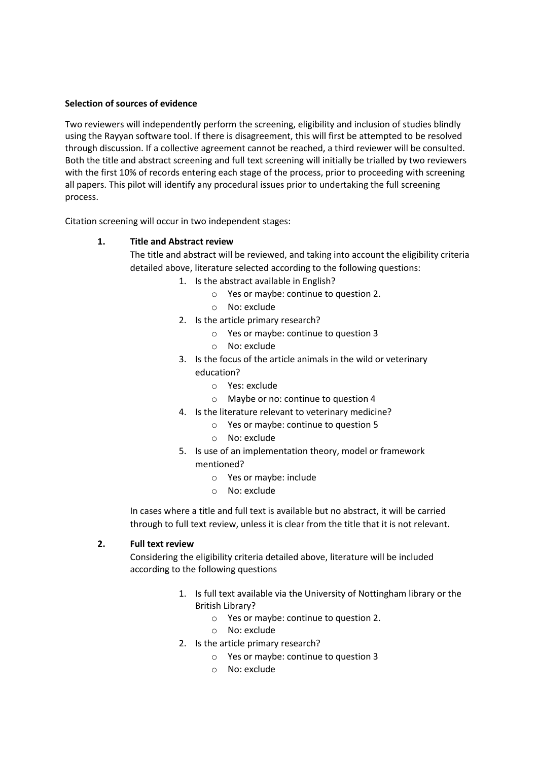**Selection of sources of evidence**

Two reviewers will independently perform the screening, eligibility and inclusion of studies blindly using the Rayyan software tool. If there is disagreement, this will first be attempted to be resolved through discussion. If a collective agreement cannot be reached, a third reviewer will be consulted. Both the title and abstract screening and full text screening will initially be trialled by two reviewers with the first 10% of records entering each stage of the process, prior to proceeding with screening all papers. This pilot will identify any procedural issues prior to undertaking the full screening process.

Citation screening will occur in two independent stages:

1. **Title and Abstract review**

   The title and abstract will be reviewed, and taking into account the eligibility criteria detailed above, literature selected according to the following questions:

   1. Is the abstract available in English?
      - Yes or maybe: continue to question 2.
      - No: exclude
   2. Is the article primary research?
      - Yes or maybe: continue to question 3
      - No: exclude
   3. Is the focus of the article animals in the wild or veterinary education?
      - Yes: exclude
      - Maybe or no: continue to question 4
   4. Is the literature relevant to veterinary medicine?
      - Yes or maybe: continue to question 5
      - No: exclude
   5. Is use of an implementation theory, model or framework mentioned?
      - Yes or maybe: include
      - No: exclude

   In cases where a title and full text is available but no abstract, it will be carried through to full text review, unless it is clear from the title that it is not relevant.

2. **Full text review**

   Considering the eligibility criteria detailed above, literature will be included according to the following questions

   1. Is full text available via the University of Nottingham library or the British Library?
      - Yes or maybe: continue to question 2.
      - No: exclude
   2. Is the article primary research?
      - Yes or maybe: continue to question 3
      - No: exclude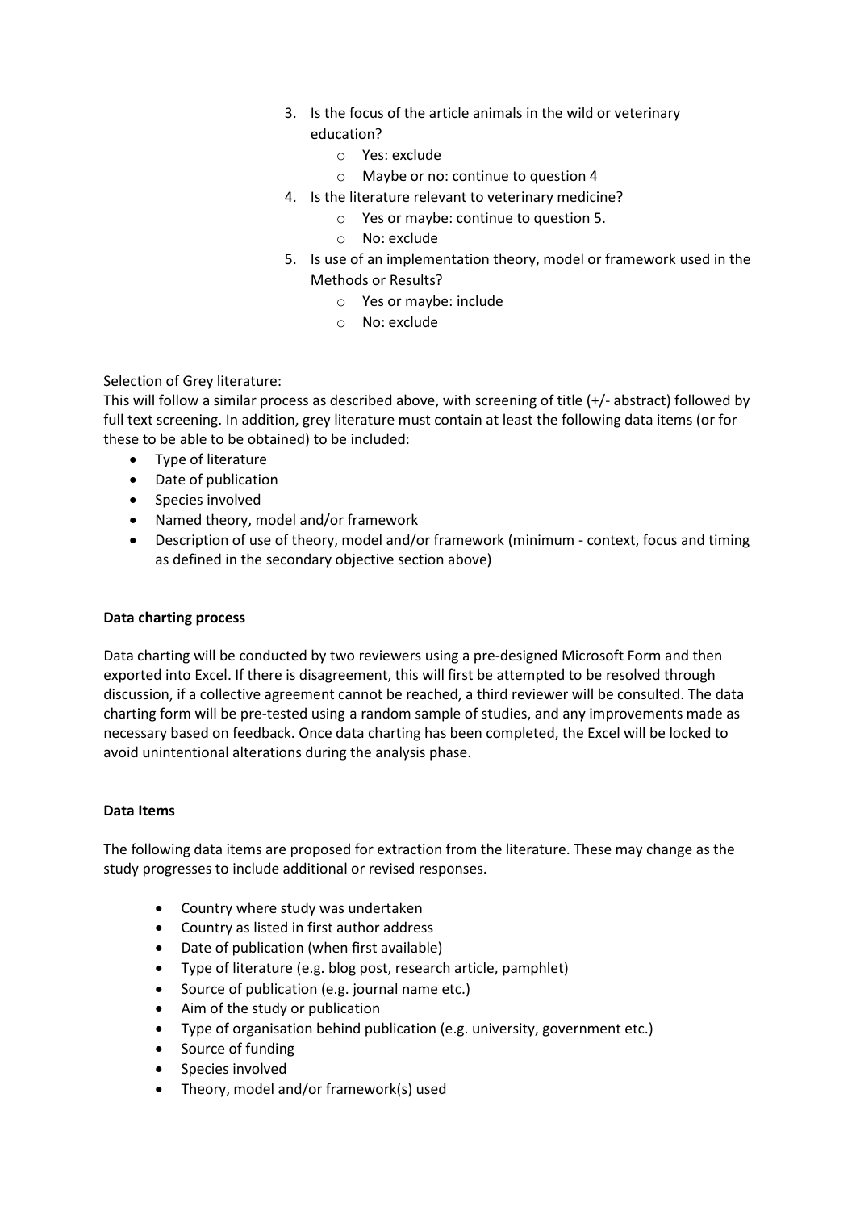3. Is the focus of the article animals in the wild or veterinary education?
    - Yes: exclude
    - Maybe or no: continue to question 4
4. Is the literature relevant to veterinary medicine?
    - Yes or maybe: continue to question 5.
    - No: exclude
5. Is use of an implementation theory, model or framework used in the Methods or Results?
    - Yes or maybe: include
    - No: exclude

Selection of Grey literature:
This will follow a similar process as described above, with screening of title (+/- abstract) followed by full text screening. In addition, grey literature must contain at least the following data items (or for these to be able to be obtained) to be included:

- Type of literature
- Date of publication
- Species involved
- Named theory, model and/or framework
- Description of use of theory, model and/or framework (minimum - context, focus and timing as defined in the secondary objective section above)

**Data charting process**

Data charting will be conducted by two reviewers using a pre-designed Microsoft Form and then exported into Excel. If there is disagreement, this will first be attempted to be resolved through discussion, if a collective agreement cannot be reached, a third reviewer will be consulted. The data charting form will be pre-tested using a random sample of studies, and any improvements made as necessary based on feedback. Once data charting has been completed, the Excel will be locked to avoid unintentional alterations during the analysis phase.

**Data Items**

The following data items are proposed for extraction from the literature. These may change as the study progresses to include additional or revised responses.

- Country where study was undertaken
- Country as listed in first author address
- Date of publication (when first available)
- Type of literature (e.g. blog post, research article, pamphlet)
- Source of publication (e.g. journal name etc.)
- Aim of the study or publication
- Type of organisation behind publication (e.g. university, government etc.)
- Source of funding
- Species involved
- Theory, model and/or framework(s) used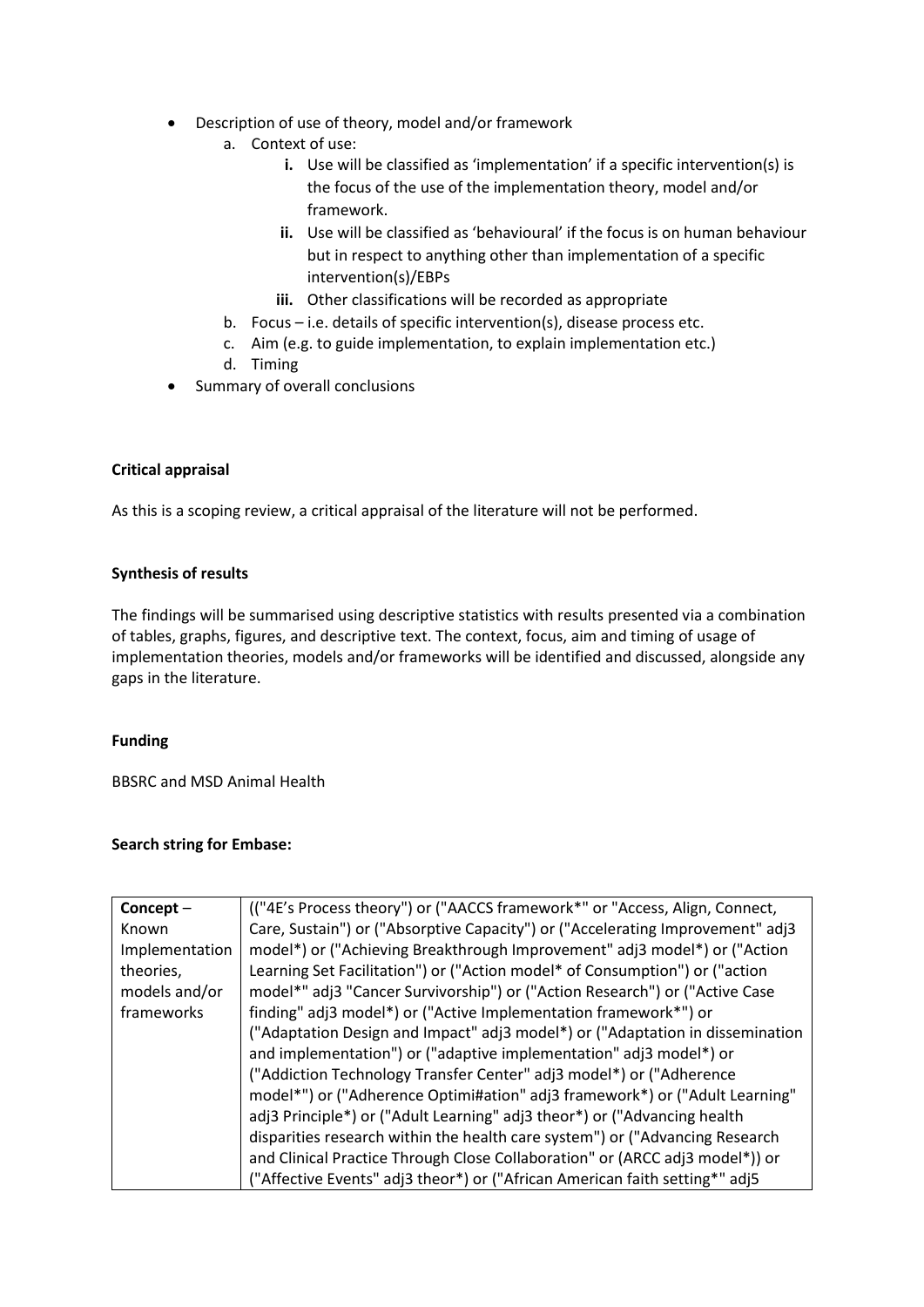- Description of use of theory, model and/or framework
    a. Context of use:
        i. Use will be classified as 'implementation' if a specific intervention(s) is the focus of the use of the implementation theory, model and/or framework.
        ii. Use will be classified as 'behavioural' if the focus is on human behaviour but in respect to anything other than implementation of a specific intervention(s)/EBPs
        iii. Other classifications will be recorded as appropriate
    b. Focus – i.e. details of specific intervention(s), disease process etc.
    c. Aim (e.g. to guide implementation, to explain implementation etc.)
    d. Timing
- Summary of overall conclusions

**Critical appraisal**

As this is a scoping review, a critical appraisal of the literature will not be performed.

**Synthesis of results**

The findings will be summarised using descriptive statistics with results presented via a combination of tables, graphs, figures, and descriptive text. The context, focus, aim and timing of usage of implementation theories, models and/or frameworks will be identified and discussed, alongside any gaps in the literature.

**Funding**

BBSRC and MSD Animal Health

**Search string for Embase:**

| **Concept** – Known Implementation theories, models and/or frameworks | (("4E's Process theory") or ("AACCS framework*" or "Access, Align, Connect, Care, Sustain") or ("Absorptive Capacity") or ("Accelerating Improvement" adj3 model*) or ("Achieving Breakthrough Improvement" adj3 model*) or ("Action Learning Set Facilitation") or ("Action model* of Consumption") or ("action model*" adj3 "Cancer Survivorship") or ("Action Research") or ("Active Case finding" adj3 model*) or ("Active Implementation framework*") or ("Adaptation Design and Impact" adj3 model*) or ("Adaptation in dissemination and implementation") or ("adaptive implementation" adj3 model*) or ("Addiction Technology Transfer Center" adj3 model*) or ("Adherence model*") or ("Adherence Optimi#ation" adj3 framework*) or ("Adult Learning" adj3 Principle*) or ("Adult Learning" adj3 theor*) or ("Advancing health disparities research within the health care system") or ("Advancing Research and Clinical Practice Through Close Collaboration" or (ARCC adj3 model*)) or ("Affective Events" adj3 theor*) or ("African American faith setting*" adj5 |
|---|---|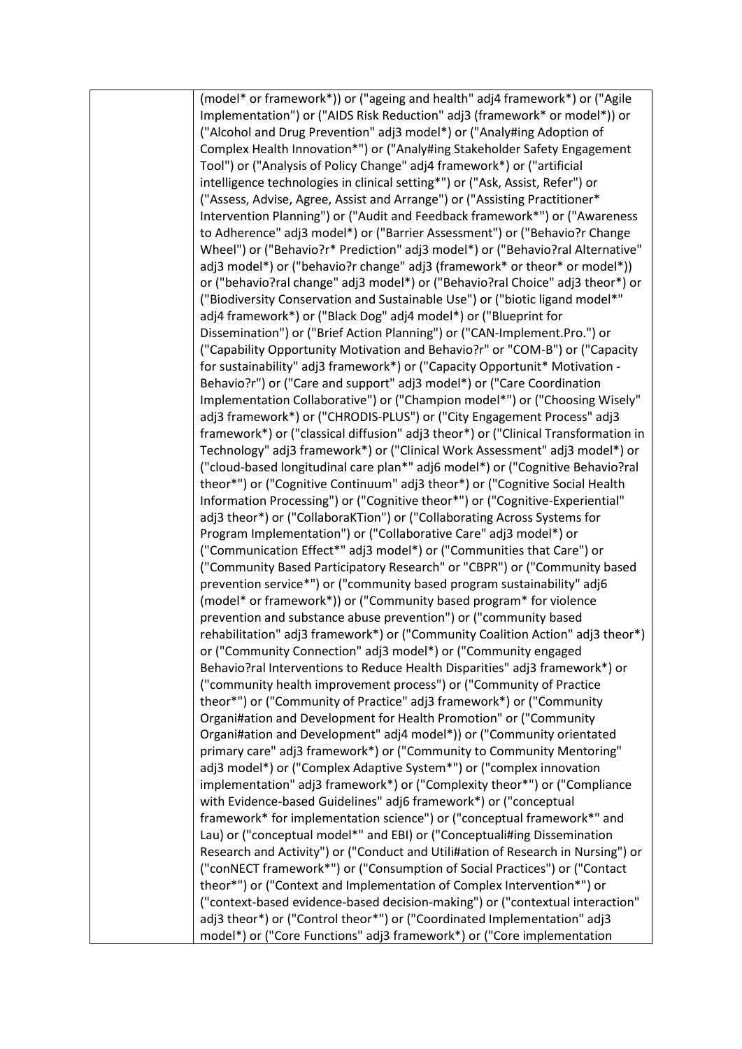| | (model* or framework*)) or ("ageing and health" adj4 framework*) or ("Agile Implementation") or ("AIDS Risk Reduction" adj3 (framework* or model*)) or ("Alcohol and Drug Prevention" adj3 model*) or ("Analy#ing Adoption of Complex Health Innovation*") or ("Analy#ing Stakeholder Safety Engagement Tool") or ("Analysis of Policy Change" adj4 framework*) or ("artificial intelligence technologies in clinical setting*") or ("Ask, Assist, Refer") or ("Assess, Advise, Agree, Assist and Arrange") or ("Assisting Practitioner* Intervention Planning") or ("Audit and Feedback framework*") or ("Awareness to Adherence" adj3 model*) or ("Barrier Assessment") or ("Behavio?r Change Wheel") or ("Behavio?r* Prediction" adj3 model*) or ("Behavio?ral Alternative" adj3 model*) or ("behavio?r change" adj3 (framework* or theor* or model*)) or ("behavio?ral change" adj3 model*) or ("Behavio?ral Choice" adj3 theor*) or ("Biodiversity Conservation and Sustainable Use") or ("biotic ligand model*" adj4 framework*) or ("Black Dog" adj4 model*) or ("Blueprint for Dissemination") or ("Brief Action Planning") or ("CAN-Implement.Pro.") or ("Capability Opportunity Motivation and Behavio?r" or "COM-B") or ("Capacity for sustainability" adj3 framework*) or ("Capacity Opportunit* Motivation - Behavio?r") or ("Care and support" adj3 model*) or ("Care Coordination Implementation Collaborative") or ("Champion model*") or ("Choosing Wisely" adj3 framework*) or ("CHRODIS-PLUS") or ("City Engagement Process" adj3 framework*) or ("classical diffusion" adj3 theor*) or ("Clinical Transformation in Technology" adj3 framework*) or ("Clinical Work Assessment" adj3 model*) or ("cloud-based longitudinal care plan*" adj6 model*) or ("Cognitive Behavio?ral theor*") or ("Cognitive Continuum" adj3 theor*) or ("Cognitive Social Health Information Processing") or ("Cognitive theor*") or ("Cognitive-Experiential" adj3 theor*) or ("CollaboraKTion") or ("Collaborating Across Systems for Program Implementation") or ("Collaborative Care" adj3 model*) or ("Communication Effect*" adj3 model*) or ("Communities that Care") or ("Community Based Participatory Research" or "CBPR") or ("Community based prevention service*") or ("community based program sustainability" adj6 (model* or framework*)) or ("Community based program* for violence prevention and substance abuse prevention") or ("community based rehabilitation" adj3 framework*) or ("Community Coalition Action" adj3 theor*) or ("Community Connection" adj3 model*) or ("Community engaged Behavio?ral Interventions to Reduce Health Disparities" adj3 framework*) or ("community health improvement process") or ("Community of Practice theor*") or ("Community of Practice" adj3 framework*) or ("Community Organi#ation and Development for Health Promotion" or ("Community Organi#ation and Development" adj4 model*)) or ("Community orientated primary care" adj3 framework*) or ("Community to Community Mentoring" adj3 model*) or ("Complex Adaptive System*") or ("complex innovation implementation" adj3 framework*) or ("Complexity theor*") or ("Compliance with Evidence-based Guidelines" adj6 framework*) or ("conceptual framework* for implementation science") or ("conceptual framework*" and Lau) or ("conceptual model*" and EBI) or ("Conceptuali#ing Dissemination Research and Activity") or ("Conduct and Utili#ation of Research in Nursing") or ("conNECT framework*") or ("Consumption of Social Practices") or ("Contact theor*") or ("Context and Implementation of Complex Intervention*") or ("context-based evidence-based decision-making") or ("contextual interaction" adj3 theor*) or ("Control theor*") or ("Coordinated Implementation" adj3 model*) or ("Core Functions" adj3 framework*) or ("Core implementation |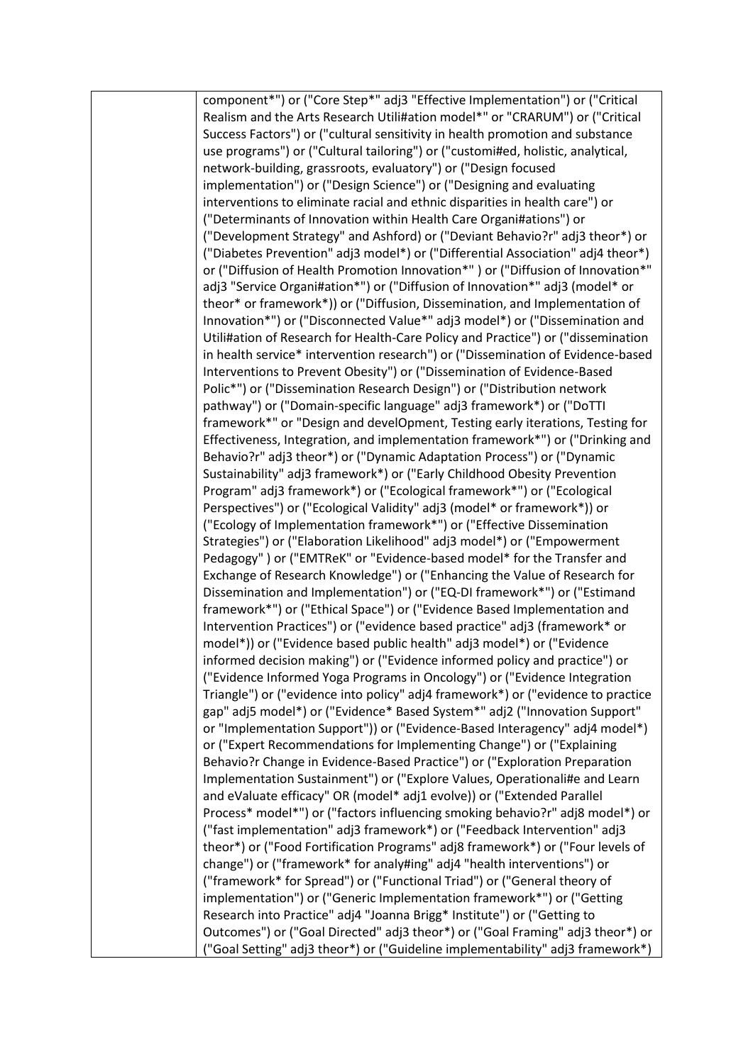| | component*") or ("Core Step*" adj3 "Effective Implementation") or ("Critical Realism and the Arts Research Utili#ation model*" or "CRARUM") or ("Critical Success Factors") or ("cultural sensitivity in health promotion and substance use programs") or ("Cultural tailoring") or ("customi#ed, holistic, analytical, network-building, grassroots, evaluatory") or ("Design focused implementation") or ("Design Science") or ("Designing and evaluating interventions to eliminate racial and ethnic disparities in health care") or ("Determinants of Innovation within Health Care Organi#ations") or ("Development Strategy" and Ashford) or ("Deviant Behavio?r" adj3 theor*) or ("Diabetes Prevention" adj3 model*) or ("Differential Association" adj4 theor*) or ("Diffusion of Health Promotion Innovation*" ) or ("Diffusion of Innovation*" adj3 "Service Organi#ation*") or ("Diffusion of Innovation*" adj3 (model* or theor* or framework*)) or ("Diffusion, Dissemination, and Implementation of Innovation*") or ("Disconnected Value*" adj3 model*) or ("Dissemination and Utili#ation of Research for Health-Care Policy and Practice") or ("dissemination in health service* intervention research") or ("Dissemination of Evidence-based Interventions to Prevent Obesity") or ("Dissemination of Evidence-Based Polic*") or ("Dissemination Research Design") or ("Distribution network pathway") or ("Domain-specific language" adj3 framework*) or ("DoTTI framework*" or "Design and develOpment, Testing early iterations, Testing for Effectiveness, Integration, and implementation framework*") or ("Drinking and Behavio?r" adj3 theor*) or ("Dynamic Adaptation Process") or ("Dynamic Sustainability" adj3 framework*) or ("Early Childhood Obesity Prevention Program" adj3 framework*) or ("Ecological framework*") or ("Ecological Perspectives") or ("Ecological Validity" adj3 (model* or framework*)) or ("Ecology of Implementation framework*") or ("Effective Dissemination Strategies") or ("Elaboration Likelihood" adj3 model*) or ("Empowerment Pedagogy" ) or ("EMTReK" or "Evidence-based model* for the Transfer and Exchange of Research Knowledge") or ("Enhancing the Value of Research for Dissemination and Implementation") or ("EQ-DI framework*") or ("Estimand framework*") or ("Ethical Space") or ("Evidence Based Implementation and Intervention Practices") or ("evidence based practice" adj3 (framework* or model*)) or ("Evidence based public health" adj3 model*) or ("Evidence informed decision making") or ("Evidence informed policy and practice") or ("Evidence Informed Yoga Programs in Oncology") or ("Evidence Integration Triangle") or ("evidence into policy" adj4 framework*) or ("evidence to practice gap" adj5 model*) or ("Evidence* Based System*" adj2 ("Innovation Support" or "Implementation Support")) or ("Evidence-Based Interagency" adj4 model*) or ("Expert Recommendations for Implementing Change") or ("Explaining Behavio?r Change in Evidence-Based Practice") or ("Exploration Preparation Implementation Sustainment") or ("Explore Values, Operationali#e and Learn and eValuate efficacy" OR (model* adj1 evolve)) or ("Extended Parallel Process* model*") or ("factors influencing smoking behavio?r" adj8 model*) or ("fast implementation" adj3 framework*) or ("Feedback Intervention" adj3 theor*) or ("Food Fortification Programs" adj8 framework*) or ("Four levels of change") or ("framework* for analy#ing" adj4 "health interventions") or ("framework* for Spread") or ("Functional Triad") or ("General theory of implementation") or ("Generic Implementation framework*") or ("Getting Research into Practice" adj4 "Joanna Brigg* Institute") or ("Getting to Outcomes") or ("Goal Directed" adj3 theor*) or ("Goal Framing" adj3 theor*) or ("Goal Setting" adj3 theor*) or ("Guideline implementability" adj3 framework*) |
|---|---|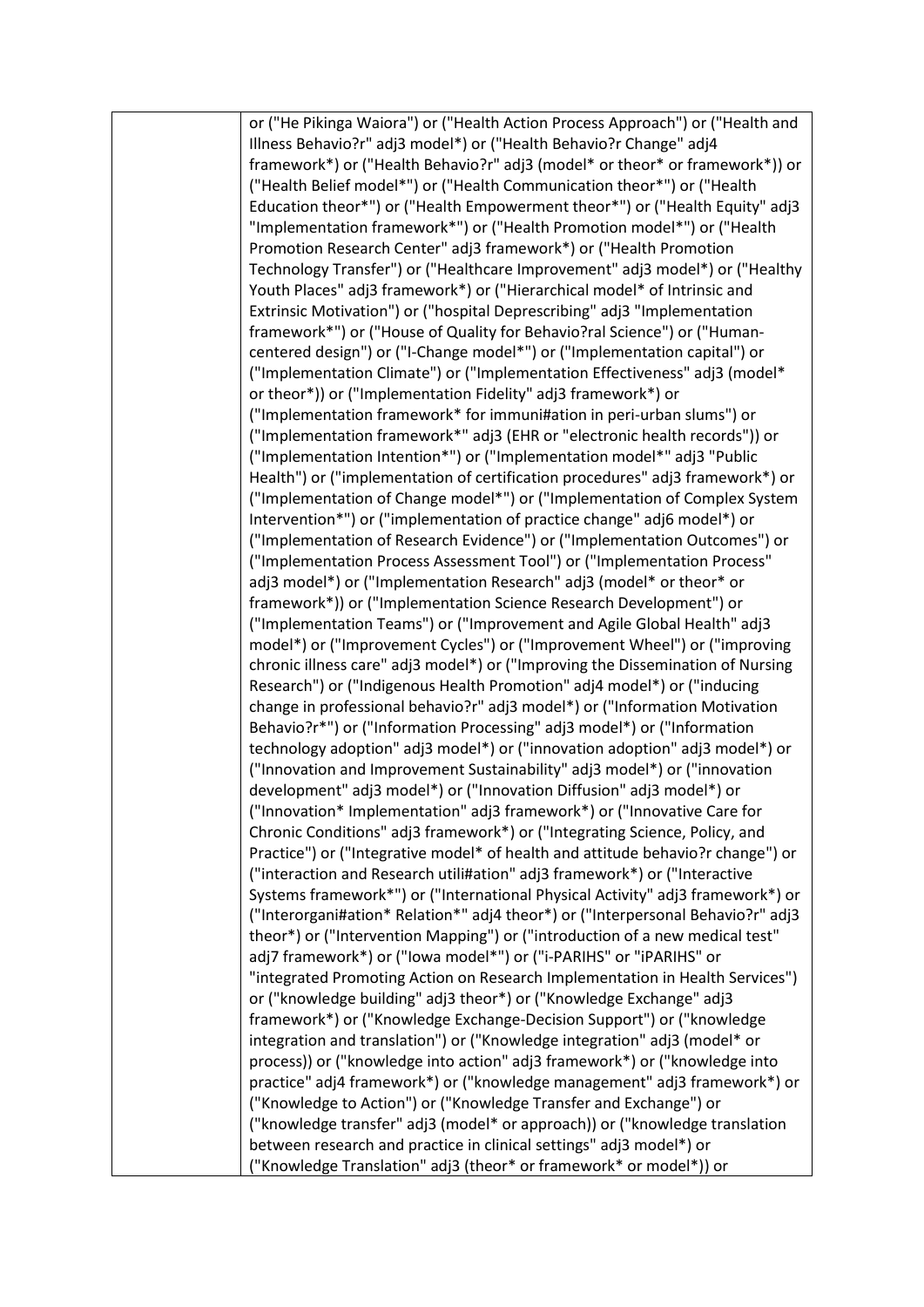| | or ("He Pikinga Waiora") or ("Health Action Process Approach") or ("Health and Illness Behavio?r" adj3 model*) or ("Health Behavio?r Change" adj4 framework*) or ("Health Behavio?r" adj3 (model* or theor* or framework*)) or ("Health Belief model*") or ("Health Communication theor*") or ("Health Education theor*") or ("Health Empowerment theor*") or ("Health Equity" adj3 "Implementation framework*") or ("Health Promotion model*") or ("Health Promotion Research Center" adj3 framework*) or ("Health Promotion Technology Transfer") or ("Healthcare Improvement" adj3 model*) or ("Healthy Youth Places" adj3 framework*) or ("Hierarchical model* of Intrinsic and Extrinsic Motivation") or ("hospital Deprescribing" adj3 "Implementation framework*") or ("House of Quality for Behavio?ral Science") or ("Human-centered design") or ("I-Change model*") or ("Implementation capital") or ("Implementation Climate") or ("Implementation Effectiveness" adj3 (model* or theor*)) or ("Implementation Fidelity" adj3 framework*) or ("Implementation framework* for immuni#ation in peri-urban slums") or ("Implementation framework*" adj3 (EHR or "electronic health records")) or ("Implementation Intention*") or ("Implementation model*" adj3 "Public Health") or ("implementation of certification procedures" adj3 framework*) or ("Implementation of Change model*") or ("Implementation of Complex System Intervention*") or ("implementation of practice change" adj6 model*) or ("Implementation of Research Evidence") or ("Implementation Outcomes") or ("Implementation Process Assessment Tool") or ("Implementation Process" adj3 model*) or ("Implementation Research" adj3 (model* or theor* or framework*)) or ("Implementation Science Research Development") or ("Implementation Teams") or ("Improvement and Agile Global Health" adj3 model*) or ("Improvement Cycles") or ("Improvement Wheel") or ("improving chronic illness care" adj3 model*) or ("Improving the Dissemination of Nursing Research") or ("Indigenous Health Promotion" adj4 model*) or ("inducing change in professional behavio?r" adj3 model*) or ("Information Motivation Behavio?r*") or ("Information Processing" adj3 model*) or ("Information technology adoption" adj3 model*) or ("innovation adoption" adj3 model*) or ("Innovation and Improvement Sustainability" adj3 model*) or ("innovation development" adj3 model*) or ("Innovation Diffusion" adj3 model*) or ("Innovation* Implementation" adj3 framework*) or ("Innovative Care for Chronic Conditions" adj3 framework*) or ("Integrating Science, Policy, and Practice") or ("Integrative model* of health and attitude behavio?r change") or ("interaction and Research utili#ation" adj3 framework*) or ("Interactive Systems framework*") or ("International Physical Activity" adj3 framework*) or ("Interorgani#ation* Relation*" adj4 theor*) or ("Interpersonal Behavio?r" adj3 theor*) or ("Intervention Mapping") or ("introduction of a new medical test" adj7 framework*) or ("Iowa model*") or ("i-PARIHS" or "iPARIHS" or "integrated Promoting Action on Research Implementation in Health Services") or ("knowledge building" adj3 theor*) or ("Knowledge Exchange" adj3 framework*) or ("Knowledge Exchange-Decision Support") or ("knowledge integration and translation") or ("Knowledge integration" adj3 (model* or process)) or ("knowledge into action" adj3 framework*) or ("knowledge into practice" adj4 framework*) or ("knowledge management" adj3 framework*) or ("Knowledge to Action") or ("Knowledge Transfer and Exchange") or ("knowledge transfer" adj3 (model* or approach)) or ("knowledge translation between research and practice in clinical settings" adj3 model*) or ("Knowledge Translation" adj3 (theor* or framework* or model*)) or |
|---|---|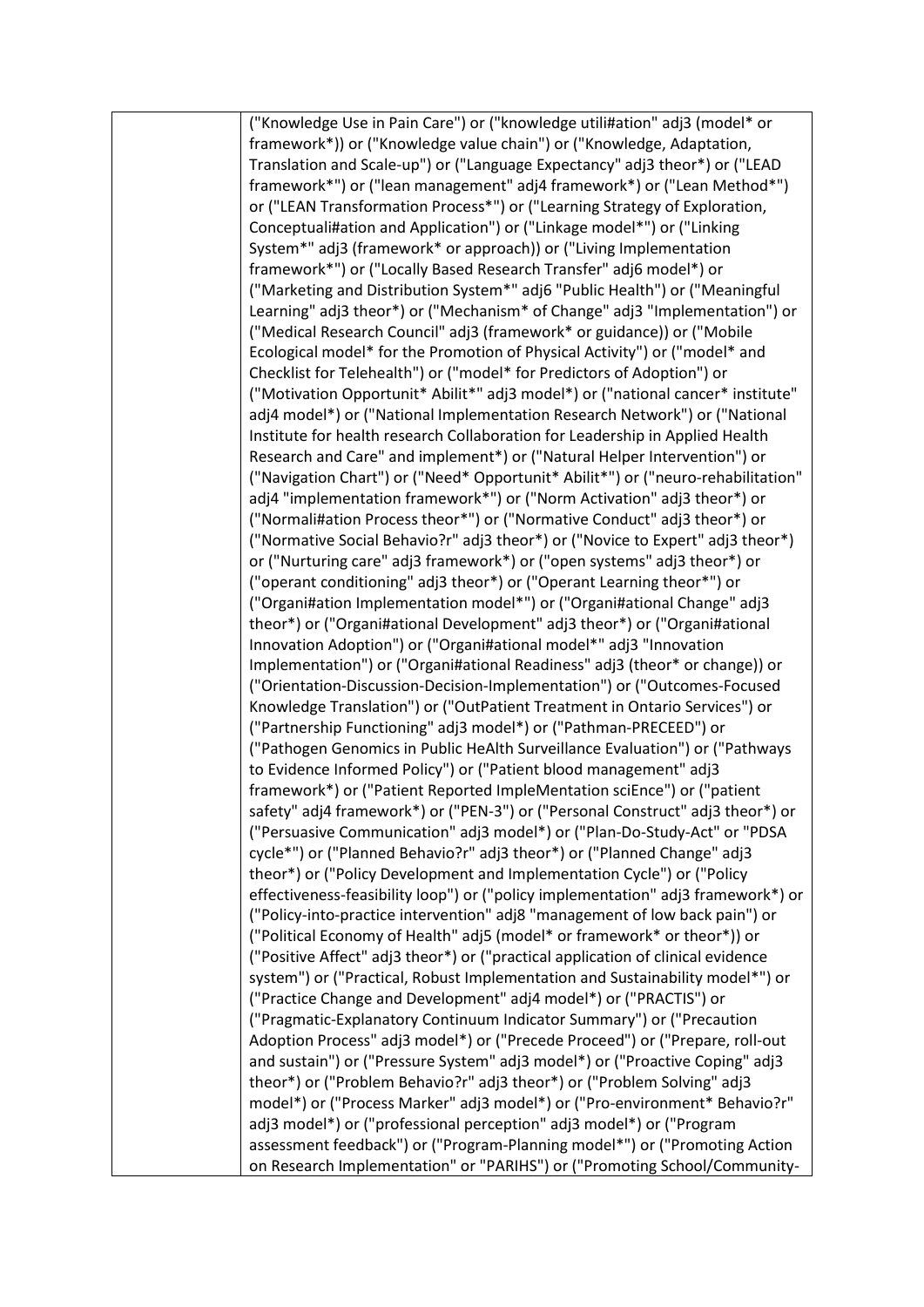|  | ("Knowledge Use in Pain Care") or ("knowledge utili#ation" adj3 (model* or framework*)) or ("Knowledge value chain") or ("Knowledge, Adaptation, Translation and Scale-up") or ("Language Expectancy" adj3 theor*) or ("LEAD framework*") or ("lean management" adj4 framework*) or ("Lean Method*") or ("LEAN Transformation Process*") or ("Learning Strategy of Exploration, Conceptuali#ation and Application") or ("Linkage model*") or ("Linking System*" adj3 (framework* or approach)) or ("Living Implementation framework*") or ("Locally Based Research Transfer" adj6 model*) or ("Marketing and Distribution System*" adj6 "Public Health") or ("Meaningful Learning" adj3 theor*) or ("Mechanism* of Change" adj3 "Implementation") or ("Medical Research Council" adj3 (framework* or guidance)) or ("Mobile Ecological model* for the Promotion of Physical Activity") or ("model* and Checklist for Telehealth") or ("model* for Predictors of Adoption") or ("Motivation Opportunit* Abilit*" adj3 model*) or ("national cancer* institute" adj4 model*) or ("National Implementation Research Network") or ("National Institute for health research Collaboration for Leadership in Applied Health Research and Care" and implement*) or ("Natural Helper Intervention") or ("Navigation Chart") or ("Need* Opportunit* Abilit*") or ("neuro-rehabilitation" adj4 "implementation framework*") or ("Norm Activation" adj3 theor*) or ("Normali#ation Process theor*") or ("Normative Conduct" adj3 theor*) or ("Normative Social Behavio?r" adj3 theor*) or ("Novice to Expert" adj3 theor*) or ("Nurturing care" adj3 framework*) or ("open systems" adj3 theor*) or ("operant conditioning" adj3 theor*) or ("Operant Learning theor*") or ("Organi#ation Implementation model*") or ("Organi#ational Change" adj3 theor*) or ("Organi#ational Development" adj3 theor*) or ("Organi#ational Innovation Adoption") or ("Organi#ational model*" adj3 "Innovation Implementation") or ("Organi#ational Readiness" adj3 (theor* or change)) or ("Orientation-Discussion-Decision-Implementation") or ("Outcomes-Focused Knowledge Translation") or ("OutPatient Treatment in Ontario Services") or ("Partnership Functioning" adj3 model*) or ("Pathman-PRECEED") or ("Pathogen Genomics in Public HeAlth Surveillance Evaluation") or ("Pathways to Evidence Informed Policy") or ("Patient blood management" adj3 framework*) or ("Patient Reported ImpleMentation sciEnce") or ("patient safety" adj4 framework*) or ("PEN-3") or ("Personal Construct" adj3 theor*) or ("Persuasive Communication" adj3 model*) or ("Plan-Do-Study-Act" or "PDSA cycle*") or ("Planned Behavio?r" adj3 theor*) or ("Planned Change" adj3 theor*) or ("Policy Development and Implementation Cycle") or ("Policy effectiveness-feasibility loop") or ("policy implementation" adj3 framework*) or ("Policy-into-practice intervention" adj8 "management of low back pain") or ("Political Economy of Health" adj5 (model* or framework* or theor*)) or ("Positive Affect" adj3 theor*) or ("practical application of clinical evidence system") or ("Practical, Robust Implementation and Sustainability model*") or ("Practice Change and Development" adj4 model*) or ("PRACTIS") or ("Pragmatic-Explanatory Continuum Indicator Summary") or ("Precaution Adoption Process" adj3 model*) or ("Precede Proceed") or ("Prepare, roll-out and sustain") or ("Pressure System" adj3 model*) or ("Proactive Coping" adj3 theor*) or ("Problem Behavio?r" adj3 theor*) or ("Problem Solving" adj3 model*) or ("Process Marker" adj3 model*) or ("Pro-environment* Behavio?r" adj3 model*) or ("professional perception" adj3 model*) or ("Program assessment feedback") or ("Program-Planning model*") or ("Promoting Action on Research Implementation" or "PARIHS") or ("Promoting School/Community- |
|---|---|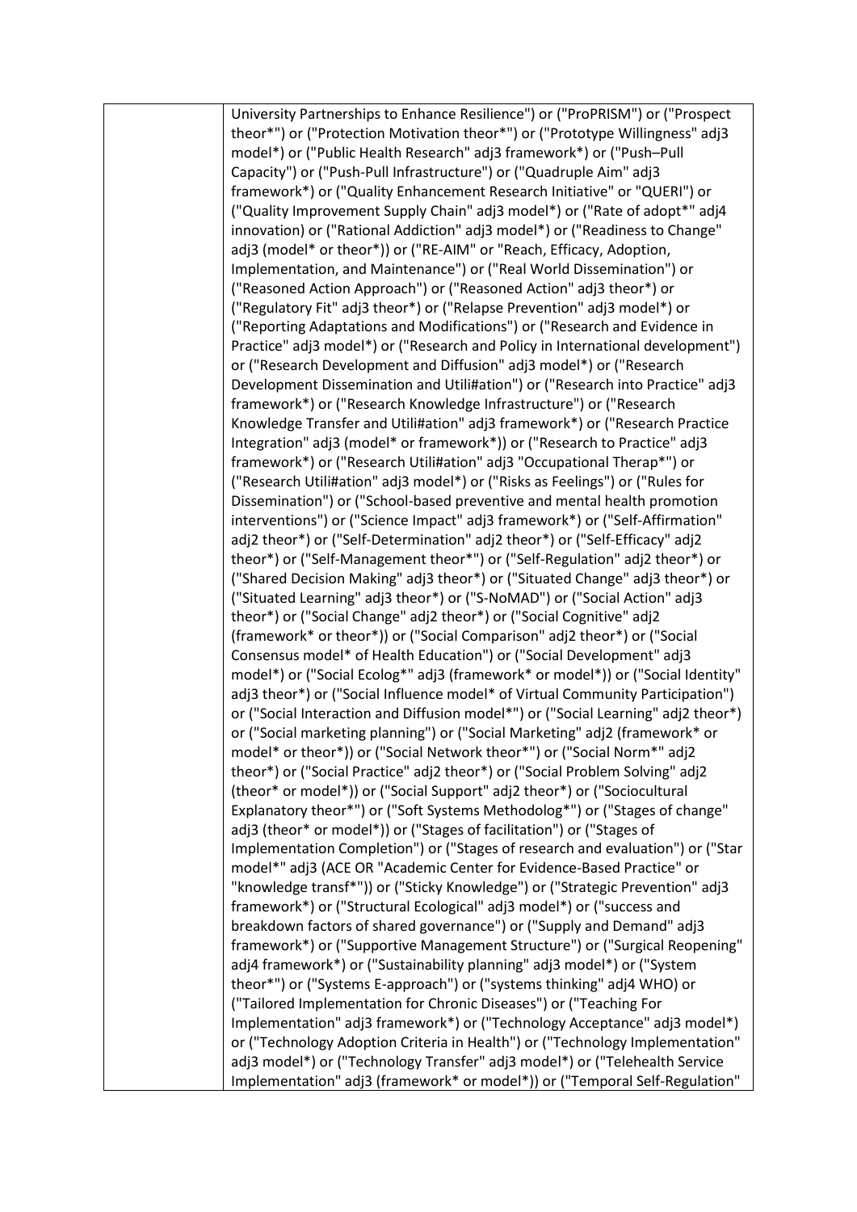| | |
|---|---|
| | University Partnerships to Enhance Resilience") or ("ProPRISM") or ("Prospect theor*") or ("Protection Motivation theor*") or ("Prototype Willingness" adj3 model*) or ("Public Health Research" adj3 framework*) or ("Push–Pull Capacity") or ("Push-Pull Infrastructure") or ("Quadruple Aim" adj3 framework*) or ("Quality Enhancement Research Initiative" or "QUERI") or ("Quality Improvement Supply Chain" adj3 model*) or ("Rate of adopt*" adj4 innovation) or ("Rational Addiction" adj3 model*) or ("Readiness to Change" adj3 (model* or theor*)) or ("RE-AIM" or "Reach, Efficacy, Adoption, Implementation, and Maintenance") or ("Real World Dissemination") or ("Reasoned Action Approach") or ("Reasoned Action" adj3 theor*) or ("Regulatory Fit" adj3 theor*) or ("Relapse Prevention" adj3 model*) or ("Reporting Adaptations and Modifications") or ("Research and Evidence in Practice" adj3 model*) or ("Research and Policy in International development") or ("Research Development and Diffusion" adj3 model*) or ("Research Development Dissemination and Utili#ation") or ("Research into Practice" adj3 framework*) or ("Research Knowledge Infrastructure") or ("Research Knowledge Transfer and Utili#ation" adj3 framework*) or ("Research Practice Integration" adj3 (model* or framework*)) or ("Research to Practice" adj3 framework*) or ("Research Utili#ation" adj3 "Occupational Therap*") or ("Research Utili#ation" adj3 model*) or ("Risks as Feelings") or ("Rules for Dissemination") or ("School-based preventive and mental health promotion interventions") or ("Science Impact" adj3 framework*) or ("Self-Affirmation" adj2 theor*) or ("Self-Determination" adj2 theor*) or ("Self-Efficacy" adj2 theor*) or ("Self-Management theor*") or ("Self-Regulation" adj2 theor*) or ("Shared Decision Making" adj3 theor*) or ("Situated Change" adj3 theor*) or ("Situated Learning" adj3 theor*) or ("S-NoMAD") or ("Social Action" adj3 theor*) or ("Social Change" adj2 theor*) or ("Social Cognitive" adj2 (framework* or theor*)) or ("Social Comparison" adj2 theor*) or ("Social Consensus model* of Health Education") or ("Social Development" adj3 model*) or ("Social Ecolog*" adj3 (framework* or model*)) or ("Social Identity" adj3 theor*) or ("Social Influence model* of Virtual Community Participation") or ("Social Interaction and Diffusion model*") or ("Social Learning" adj2 theor*) or ("Social marketing planning") or ("Social Marketing" adj2 (framework* or model* or theor*)) or ("Social Network theor*") or ("Social Norm*" adj2 theor*) or ("Social Practice" adj2 theor*) or ("Social Problem Solving" adj2 (theor* or model*)) or ("Social Support" adj2 theor*) or ("Sociocultural Explanatory theor*") or ("Soft Systems Methodolog*") or ("Stages of change" adj3 (theor* or model*)) or ("Stages of facilitation") or ("Stages of Implementation Completion") or ("Stages of research and evaluation") or ("Star model*" adj3 (ACE OR "Academic Center for Evidence-Based Practice" or "knowledge transf*")) or ("Sticky Knowledge") or ("Strategic Prevention" adj3 framework*) or ("Structural Ecological" adj3 model*) or ("success and breakdown factors of shared governance") or ("Supply and Demand" adj3 framework*) or ("Supportive Management Structure") or ("Surgical Reopening" adj4 framework*) or ("Sustainability planning" adj3 model*) or ("System theor*") or ("Systems E-approach") or ("systems thinking" adj4 WHO) or ("Tailored Implementation for Chronic Diseases") or ("Teaching For Implementation" adj3 framework*) or ("Technology Acceptance" adj3 model*) or ("Technology Adoption Criteria in Health") or ("Technology Implementation" adj3 model*) or ("Technology Transfer" adj3 model*) or ("Telehealth Service Implementation" adj3 (framework* or model*)) or ("Temporal Self-Regulation" |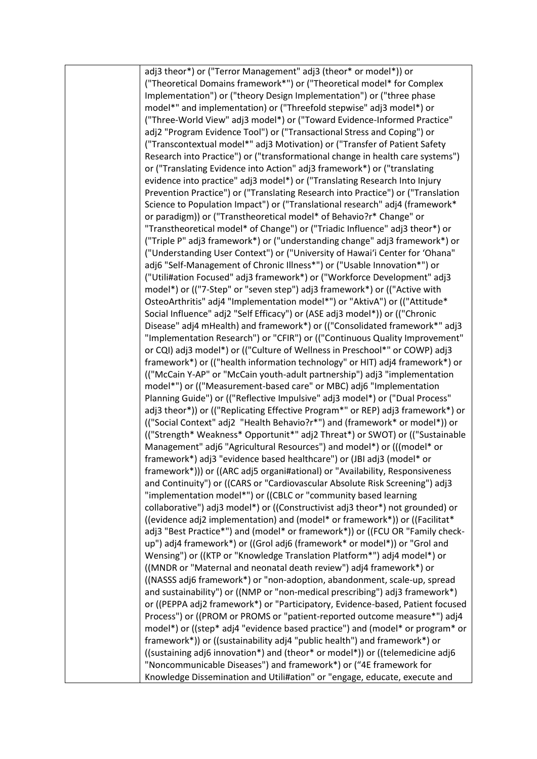| | adj3 theor*) or ("Terror Management" adj3 (theor* or model*)) or ("Theoretical Domains framework*") or ("Theoretical model* for Complex Implementation") or ("theory Design Implementation") or ("three phase model*" and implementation) or ("Threefold stepwise" adj3 model*) or ("Three-World View" adj3 model*) or ("Toward Evidence-Informed Practice" adj2 "Program Evidence Tool") or ("Transactional Stress and Coping") or ("Transcontextual model*" adj3 Motivation) or ("Transfer of Patient Safety Research into Practice") or ("transformational change in health care systems") or ("Translating Evidence into Action" adj3 framework*) or ("translating evidence into practice" adj3 model*) or ("Translating Research Into Injury Prevention Practice") or ("Translating Research into Practice") or ("Translation Science to Population Impact") or ("Translational research" adj4 (framework* or paradigm)) or ("Transtheoretical model* of Behavio?r* Change" or "Transtheoretical model* of Change") or ("Triadic Influence" adj3 theor*) or ("Triple P" adj3 framework*) or ("understanding change" adj3 framework*) or ("Understanding User Context") or ("University of Hawai'i Center for 'Ohana" adj6 "Self-Management of Chronic Illness*") or ("Usable Innovation*") or ("Utili#ation Focused" adj3 framework*) or ("Workforce Development" adj3 model*) or (("7-Step" or "seven step") adj3 framework*) or (("Active with OsteoArthritis" adj4 "Implementation model*") or "AktivA") or (("Attitude* Social Influence" adj2 "Self Efficacy") or (ASE adj3 model*)) or (("Chronic Disease" adj4 mHealth) and framework*) or (("Consolidated framework*" adj3 "Implementation Research") or "CFIR") or (("Continuous Quality Improvement" or CQI) adj3 model*) or (("Culture of Wellness in Preschool*" or COWP) adj3 framework*) or (("health information technology" or HIT) adj4 framework*) or (("McCain Y-AP" or "McCain youth-adult partnership") adj3 "implementation model*") or (("Measurement-based care" or MBC) adj6 "Implementation Planning Guide") or (("Reflective Impulsive" adj3 model*) or ("Dual Process" adj3 theor*)) or (("Replicating Effective Program*" or REP) adj3 framework*) or (("Social Context" adj2 "Health Behavio?r*") and (framework* or model*)) or (("Strength* Weakness* Opportunit*" adj2 Threat*) or SWOT) or (("Sustainable Management" adj6 "Agricultural Resources") and model*) or (((model* or framework*) adj3 "evidence based healthcare") or (JBI adj3 (model* or framework*))) or ((ARC adj5 organi#ational) or "Availability, Responsiveness and Continuity") or ((CARS or "Cardiovascular Absolute Risk Screening") adj3 "implementation model*") or ((CBLC or "community based learning collaborative") adj3 model*) or ((Constructivist adj3 theor*) not grounded) or ((evidence adj2 implementation) and (model* or framework*)) or ((Facilitat* adj3 "Best Practice*") and (model* or framework*)) or ((FCU OR "Family check-up") adj4 framework*) or ((Grol adj6 (framework* or model*)) or "Grol and Wensing") or ((KTP or "Knowledge Translation Platform*") adj4 model*) or ((MNDR or "Maternal and neonatal death review") adj4 framework*) or ((NASSS adj6 framework*) or "non-adoption, abandonment, scale-up, spread and sustainability") or ((NMP or "non-medical prescribing") adj3 framework*) or ((PEPPA adj2 framework*) or "Participatory, Evidence-based, Patient focused Process") or ((PROM or PROMS or "patient-reported outcome measure*") adj4 model*) or ((step* adj4 "evidence based practice") and (model* or program* or framework*)) or ((sustainability adj4 "public health") and framework*) or ((sustaining adj6 innovation*) and (theor* or model*)) or ((telemedicine adj6 "Noncommunicable Diseases") and framework*) or ("4E framework for Knowledge Dissemination and Utili#ation" or "engage, educate, execute and |
|---|---|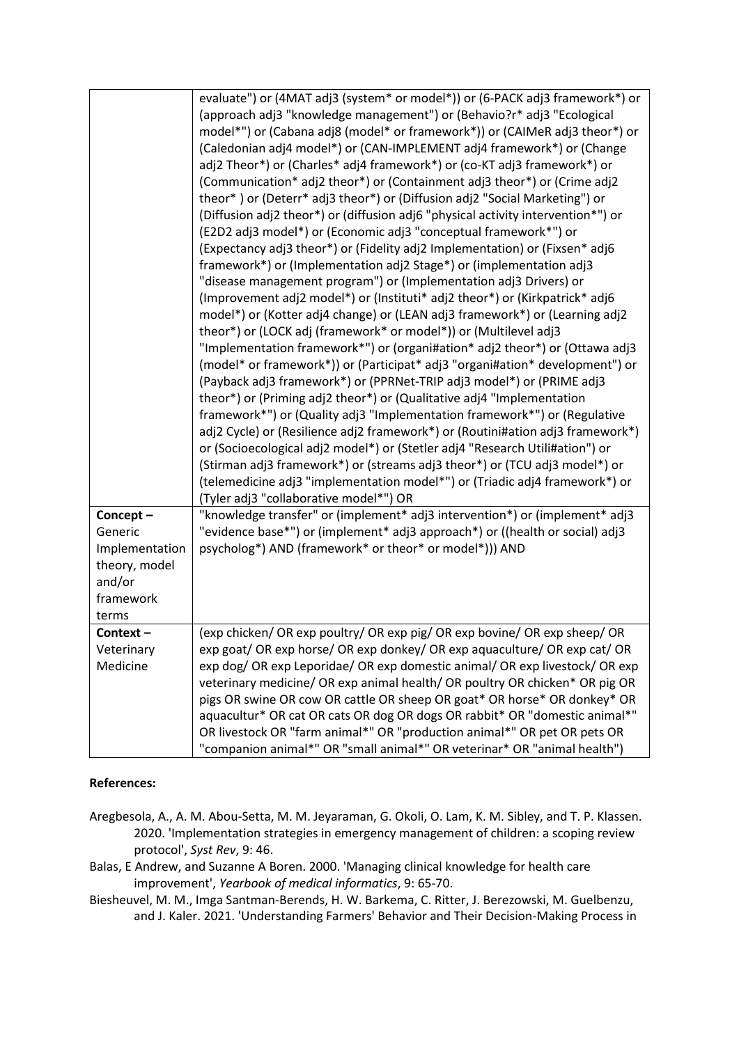| | |
|---|---|
| | evaluate") or (4MAT adj3 (system* or model*)) or (6-PACK adj3 framework*) or (approach adj3 "knowledge management") or (Behavio?r* adj3 "Ecological model*") or (Cabana adj8 (model* or framework*)) or (CAIMeR adj3 theor*) or (Caledonian adj4 model*) or (CAN-IMPLEMENT adj4 framework*) or (Change adj2 Theor*) or (Charles* adj4 framework*) or (co-KT adj3 framework*) or (Communication* adj2 theor*) or (Containment adj3 theor*) or (Crime adj2 theor* ) or (Deterr* adj3 theor*) or (Diffusion adj2 "Social Marketing") or (Diffusion adj2 theor*) or (diffusion adj6 "physical activity intervention*") or (E2D2 adj3 model*) or (Economic adj3 "conceptual framework*") or (Expectancy adj3 theor*) or (Fidelity adj2 Implementation) or (Fixsen* adj6 framework*) or (Implementation adj2 Stage*) or (implementation adj3 "disease management program") or (Implementation adj3 Drivers) or (Improvement adj2 model*) or (Instituti* adj2 theor*) or (Kirkpatrick* adj6 model*) or (Kotter adj4 change) or (LEAN adj3 framework*) or (Learning adj2 theor*) or (LOCK adj (framework* or model*)) or (Multilevel adj3 "Implementation framework*") or (organi#ation* adj2 theor*) or (Ottawa adj3 (model* or framework*)) or (Participat* adj3 "organi#ation* development") or (Payback adj3 framework*) or (PPRNet-TRIP adj3 model*) or (PRIME adj3 theor*) or (Priming adj2 theor*) or (Qualitative adj4 "Implementation framework*") or (Quality adj3 "Implementation framework*") or (Regulative adj2 Cycle) or (Resilience adj2 framework*) or (Routini#ation adj3 framework*) or (Socioecological adj2 model*) or (Stetler adj4 "Research Utili#ation") or (Stirman adj3 framework*) or (streams adj3 theor*) or (TCU adj3 model*) or (telemedicine adj3 "implementation model*") or (Triadic adj4 framework*) or (Tyler adj3 "collaborative model*") OR |
| **Concept –** Generic Implementation theory, model and/or framework terms | "knowledge transfer" or (implement* adj3 intervention*) or (implement* adj3 "evidence base*") or (implement* adj3 approach*) or ((health or social) adj3 psycholog*) AND (framework* or theor* or model*))) AND |
| **Context –** Veterinary Medicine | (exp chicken/ OR exp poultry/ OR exp pig/ OR exp bovine/ OR exp sheep/ OR exp goat/ OR exp horse/ OR exp donkey/ OR exp aquaculture/ OR exp cat/ OR exp dog/ OR exp Leporidae/ OR exp domestic animal/ OR exp livestock/ OR exp veterinary medicine/ OR exp animal health/ OR poultry OR chicken* OR pig OR pigs OR swine OR cow OR cattle OR sheep OR goat* OR horse* OR donkey* OR aquacultur* OR cat OR cats OR dog OR dogs OR rabbit* OR "domestic animal*" OR livestock OR "farm animal*" OR "production animal*" OR pet OR pets OR "companion animal*" OR "small animal*" OR veterinar* OR "animal health") |

**References:**

Aregbesola, A., A. M. Abou-Setta, M. M. Jeyaraman, G. Okoli, O. Lam, K. M. Sibley, and T. P. Klassen. 2020. 'Implementation strategies in emergency management of children: a scoping review protocol', *Syst Rev*, 9: 46.

Balas, E Andrew, and Suzanne A Boren. 2000. 'Managing clinical knowledge for health care improvement', *Yearbook of medical informatics*, 9: 65-70.

Biesheuvel, M. M., Imga Santman-Berends, H. W. Barkema, C. Ritter, J. Berezowski, M. Guelbenzu, and J. Kaler. 2021. 'Understanding Farmers' Behavior and Their Decision-Making Process in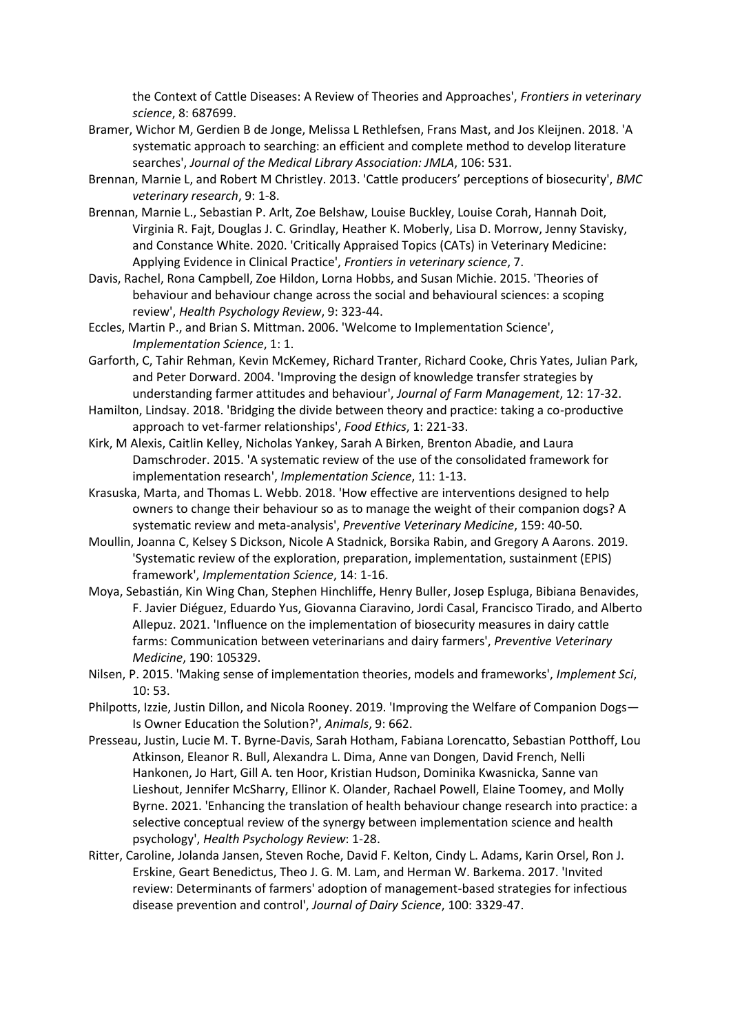the Context of Cattle Diseases: A Review of Theories and Approaches', *Frontiers in veterinary science*, 8: 687699.

Bramer, Wichor M, Gerdien B de Jonge, Melissa L Rethlefsen, Frans Mast, and Jos Kleijnen. 2018. 'A systematic approach to searching: an efficient and complete method to develop literature searches', *Journal of the Medical Library Association: JMLA*, 106: 531.

Brennan, Marnie L, and Robert M Christley. 2013. 'Cattle producers' perceptions of biosecurity', *BMC veterinary research*, 9: 1-8.

Brennan, Marnie L., Sebastian P. Arlt, Zoe Belshaw, Louise Buckley, Louise Corah, Hannah Doit, Virginia R. Fajt, Douglas J. C. Grindlay, Heather K. Moberly, Lisa D. Morrow, Jenny Stavisky, and Constance White. 2020. 'Critically Appraised Topics (CATs) in Veterinary Medicine: Applying Evidence in Clinical Practice', *Frontiers in veterinary science*, 7.

Davis, Rachel, Rona Campbell, Zoe Hildon, Lorna Hobbs, and Susan Michie. 2015. 'Theories of behaviour and behaviour change across the social and behavioural sciences: a scoping review', *Health Psychology Review*, 9: 323-44.

Eccles, Martin P., and Brian S. Mittman. 2006. 'Welcome to Implementation Science', *Implementation Science*, 1: 1.

Garforth, C, Tahir Rehman, Kevin McKemey, Richard Tranter, Richard Cooke, Chris Yates, Julian Park, and Peter Dorward. 2004. 'Improving the design of knowledge transfer strategies by understanding farmer attitudes and behaviour', *Journal of Farm Management*, 12: 17-32.

Hamilton, Lindsay. 2018. 'Bridging the divide between theory and practice: taking a co-productive approach to vet-farmer relationships', *Food Ethics*, 1: 221-33.

Kirk, M Alexis, Caitlin Kelley, Nicholas Yankey, Sarah A Birken, Brenton Abadie, and Laura Damschroder. 2015. 'A systematic review of the use of the consolidated framework for implementation research', *Implementation Science*, 11: 1-13.

Krasuska, Marta, and Thomas L. Webb. 2018. 'How effective are interventions designed to help owners to change their behaviour so as to manage the weight of their companion dogs? A systematic review and meta-analysis', *Preventive Veterinary Medicine*, 159: 40-50.

Moullin, Joanna C, Kelsey S Dickson, Nicole A Stadnick, Borsika Rabin, and Gregory A Aarons. 2019. 'Systematic review of the exploration, preparation, implementation, sustainment (EPIS) framework', *Implementation Science*, 14: 1-16.

Moya, Sebastián, Kin Wing Chan, Stephen Hinchliffe, Henry Buller, Josep Espluga, Bibiana Benavides, F. Javier Diéguez, Eduardo Yus, Giovanna Ciaravino, Jordi Casal, Francisco Tirado, and Alberto Allepuz. 2021. 'Influence on the implementation of biosecurity measures in dairy cattle farms: Communication between veterinarians and dairy farmers', *Preventive Veterinary Medicine*, 190: 105329.

Nilsen, P. 2015. 'Making sense of implementation theories, models and frameworks', *Implement Sci*, 10: 53.

Philpotts, Izzie, Justin Dillon, and Nicola Rooney. 2019. 'Improving the Welfare of Companion Dogs—Is Owner Education the Solution?', *Animals*, 9: 662.

Presseau, Justin, Lucie M. T. Byrne-Davis, Sarah Hotham, Fabiana Lorencatto, Sebastian Potthoff, Lou Atkinson, Eleanor R. Bull, Alexandra L. Dima, Anne van Dongen, David French, Nelli Hankonen, Jo Hart, Gill A. ten Hoor, Kristian Hudson, Dominika Kwasnicka, Sanne van Lieshout, Jennifer McSharry, Ellinor K. Olander, Rachael Powell, Elaine Toomey, and Molly Byrne. 2021. 'Enhancing the translation of health behaviour change research into practice: a selective conceptual review of the synergy between implementation science and health psychology', *Health Psychology Review*: 1-28.

Ritter, Caroline, Jolanda Jansen, Steven Roche, David F. Kelton, Cindy L. Adams, Karin Orsel, Ron J. Erskine, Geart Benedictus, Theo J. G. M. Lam, and Herman W. Barkema. 2017. 'Invited review: Determinants of farmers' adoption of management-based strategies for infectious disease prevention and control', *Journal of Dairy Science*, 100: 3329-47.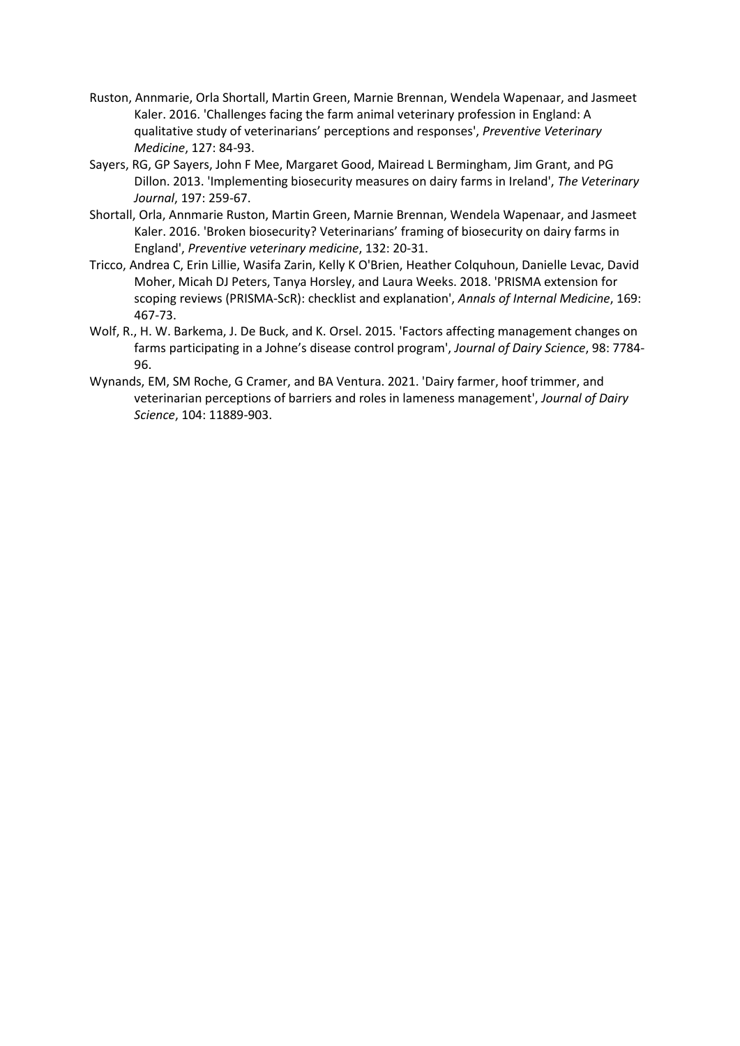Ruston, Annmarie, Orla Shortall, Martin Green, Marnie Brennan, Wendela Wapenaar, and Jasmeet Kaler. 2016. 'Challenges facing the farm animal veterinary profession in England: A qualitative study of veterinarians' perceptions and responses', *Preventive Veterinary Medicine*, 127: 84-93.

Sayers, RG, GP Sayers, John F Mee, Margaret Good, Mairead L Bermingham, Jim Grant, and PG Dillon. 2013. 'Implementing biosecurity measures on dairy farms in Ireland', *The Veterinary Journal*, 197: 259-67.

Shortall, Orla, Annmarie Ruston, Martin Green, Marnie Brennan, Wendela Wapenaar, and Jasmeet Kaler. 2016. 'Broken biosecurity? Veterinarians' framing of biosecurity on dairy farms in England', *Preventive veterinary medicine*, 132: 20-31.

Tricco, Andrea C, Erin Lillie, Wasifa Zarin, Kelly K O'Brien, Heather Colquhoun, Danielle Levac, David Moher, Micah DJ Peters, Tanya Horsley, and Laura Weeks. 2018. 'PRISMA extension for scoping reviews (PRISMA-ScR): checklist and explanation', *Annals of Internal Medicine*, 169: 467-73.

Wolf, R., H. W. Barkema, J. De Buck, and K. Orsel. 2015. 'Factors affecting management changes on farms participating in a Johne's disease control program', *Journal of Dairy Science*, 98: 7784-96.

Wynands, EM, SM Roche, G Cramer, and BA Ventura. 2021. 'Dairy farmer, hoof trimmer, and veterinarian perceptions of barriers and roles in lameness management', *Journal of Dairy Science*, 104: 11889-903.